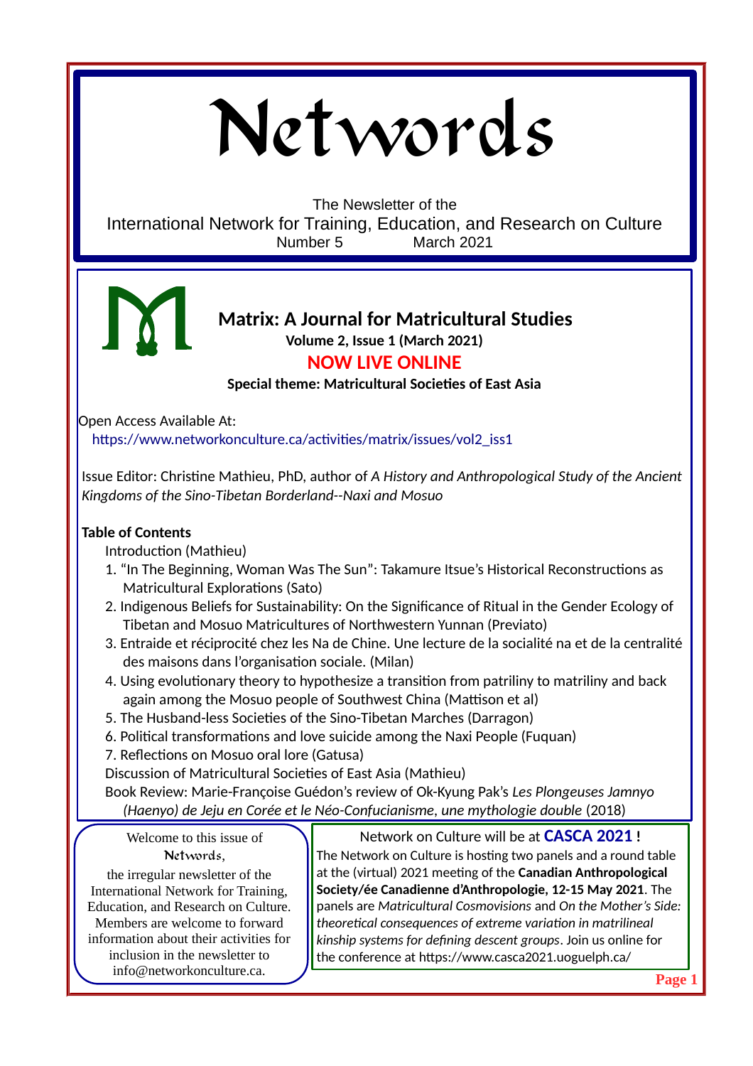# Networds

The Newsletter of the

International Network for Training, Education, and Research on Culture

Number 5 March 2021

## Matrix: A Journal for Matricultural Studies

**Volume 2, Issue 1 (March 2021)**

**NOW LIVE ONLINE**

**Special theme: Matricultural Societies of East Asia**

Open Access Available At:

https://www.networkonculture.ca/activities/matrix/issues/vol2_iss1

Issue Editor: Christine Mathieu, PhD, author of *A History and Anthropological Study of the Ancient Kingdoms of the Sino-Tibetan Borderland--Naxi and Mosuo*

**Table of Contents**

Introduction (Mathieu)

1. “In The Beginning, Woman Was The Sun”: Takamure Itsue’s Historical Reconstructions as Matricultural Explorations (Sato)
2. Indigenous Beliefs for Sustainability: On the Significance of Ritual in the Gender Ecology of Tibetan and Mosuo Matricultures of Northwestern Yunnan (Previato)
3. Entraide et réciprocité chez les Na de Chine. Une lecture de la socialité na et de la centralité des maisons dans l’organisation sociale. (Milan)
4. Using evolutionary theory to hypothesize a transition from patriliny to matriliny and back again among the Mosuo people of Southwest China (Mattison et al)
5. The Husband-less Societies of the Sino-Tibetan Marches (Darragon)
6. Political transformations and love suicide among the Naxi People (Fuquan)
7. Reflections on Mosuo oral lore (Gatusa)

Discussion of Matricultural Societies of East Asia (Mathieu)

Book Review: Marie-Françoise Guédon’s review of Ok-Kyung Pak’s *Les Plongeuses Jamnyo (Haenyo) de Jeju en Corée et le Néo-Confucianisme, une mythologie double* (2018)

Welcome to this issue of Networds, the irregular newsletter of the International Network for Training, Education, and Research on Culture. Members are welcome to forward information about their activities for inclusion in the newsletter to info@networkonculture.ca.

### Network on Culture will be at **CASCA 2021 !**

The Network on Culture is hosting two panels and a round table at the (virtual) 2021 meeting of the **Canadian Anthropological Society/ée Canadienne d’Anthropologie, 12-15 May 2021**. The panels are *Matricultural Cosmovisions* and *On the Mother’s Side: theoretical consequences of extreme variation in matrilineal kinship systems for defining descent groups*. Join us online for the conference at https://www.casca2021.uoguelph.ca/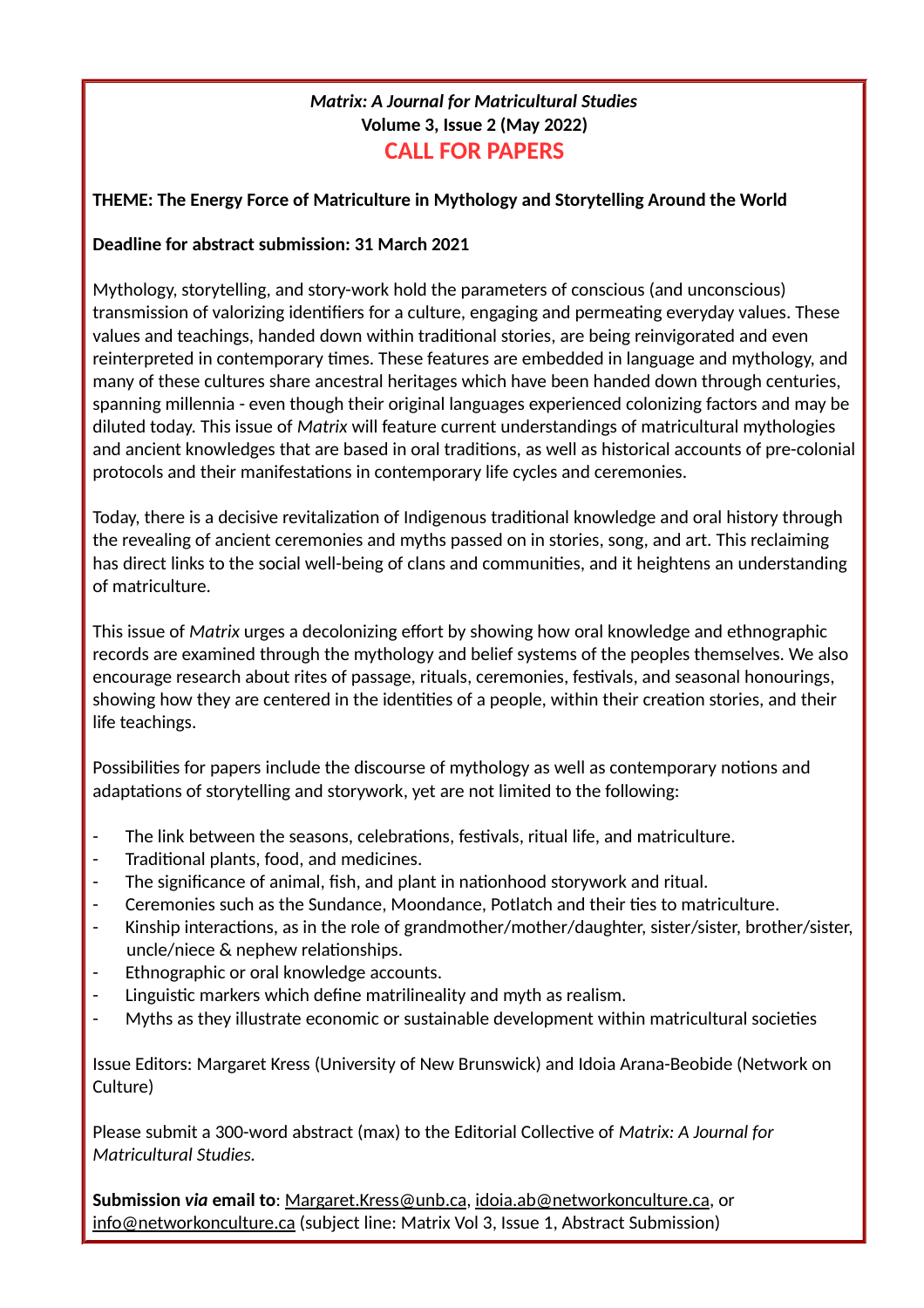*Matrix: A Journal for Matricultural Studies*
**Volume 3, Issue 2 (May 2022)**

# CALL FOR PAPERS

**THEME: The Energy Force of Matriculture in Mythology and Storytelling Around the World**

**Deadline for abstract submission: 31 March 2021**

Mythology, storytelling, and story-work hold the parameters of conscious (and unconscious) transmission of valorizing identifiers for a culture, engaging and permeating everyday values. These values and teachings, handed down within traditional stories, are being reinvigorated and even reinterpreted in contemporary times. These features are embedded in language and mythology, and many of these cultures share ancestral heritages which have been handed down through centuries, spanning millennia - even though their original languages experienced colonizing factors and may be diluted today. This issue of *Matrix* will feature current understandings of matricultural mythologies and ancient knowledges that are based in oral traditions, as well as historical accounts of pre-colonial protocols and their manifestations in contemporary life cycles and ceremonies.

Today, there is a decisive revitalization of Indigenous traditional knowledge and oral history through the revealing of ancient ceremonies and myths passed on in stories, song, and art. This reclaiming has direct links to the social well-being of clans and communities, and it heightens an understanding of matriculture.

This issue of *Matrix* urges a decolonizing effort by showing how oral knowledge and ethnographic records are examined through the mythology and belief systems of the peoples themselves. We also encourage research about rites of passage, rituals, ceremonies, festivals, and seasonal honourings, showing how they are centered in the identities of a people, within their creation stories, and their life teachings.

Possibilities for papers include the discourse of mythology as well as contemporary notions and adaptations of storytelling and storywork, yet are not limited to the following:

- The link between the seasons, celebrations, festivals, ritual life, and matriculture.
- Traditional plants, food, and medicines.
- The significance of animal, fish, and plant in nationhood storywork and ritual.
- Ceremonies such as the Sundance, Moondance, Potlatch and their ties to matriculture.
- Kinship interactions, as in the role of grandmother/mother/daughter, sister/sister, brother/sister, uncle/niece & nephew relationships.
- Ethnographic or oral knowledge accounts.
- Linguistic markers which define matrilineality and myth as realism.
- Myths as they illustrate economic or sustainable development within matricultural societies

Issue Editors: Margaret Kress (University of New Brunswick) and Idoia Arana-Beobide (Network on Culture)

Please submit a 300-word abstract (max) to the Editorial Collective of *Matrix: A Journal for Matricultural Studies.*

**Submission *via* email to**: Margaret.Kress@unb.ca, idoia.ab@networkonculture.ca, or info@networkonculture.ca (subject line: Matrix Vol 3, Issue 1, Abstract Submission)